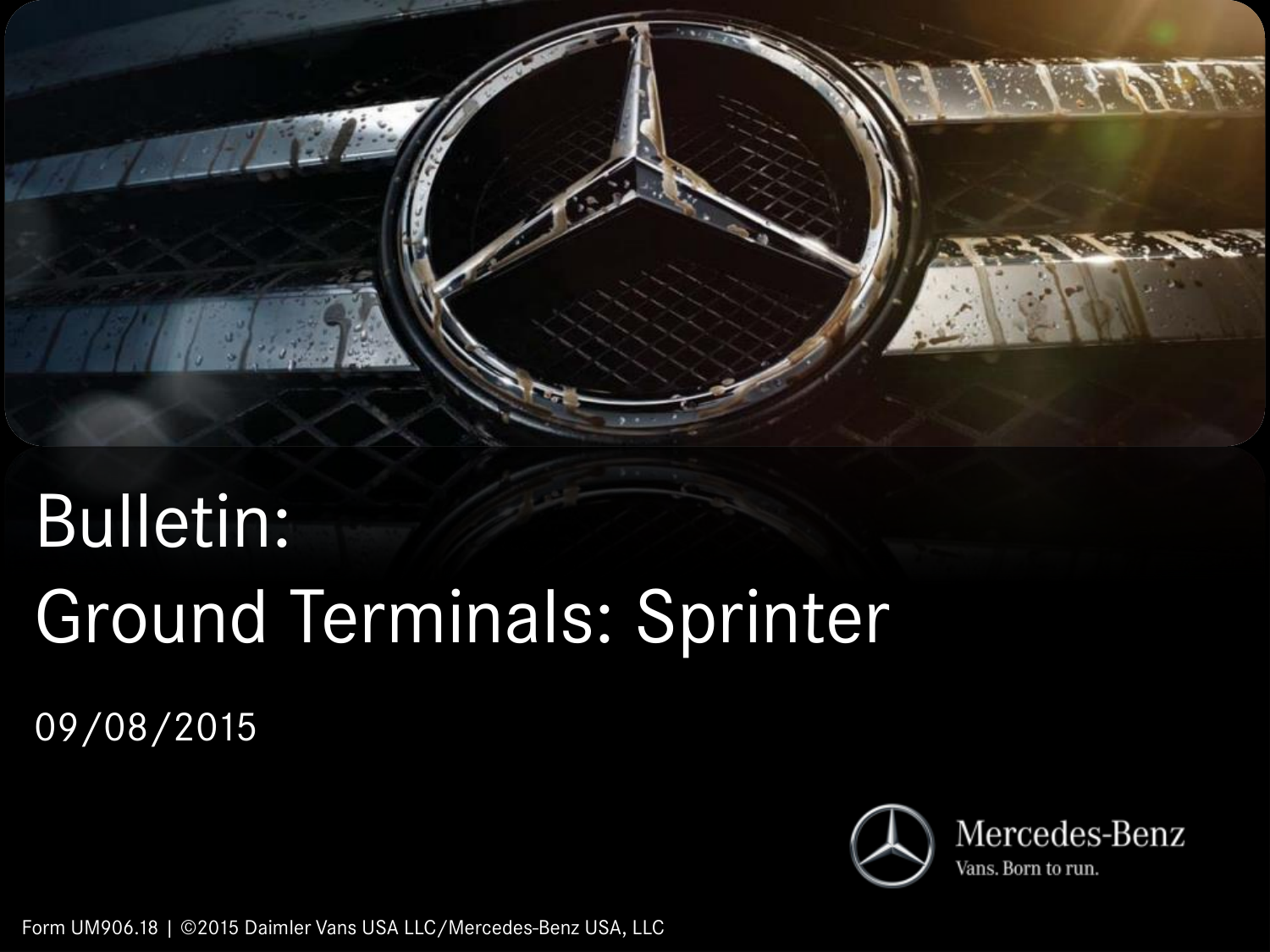# Bulletin:
# Ground Terminals: Sprinter

09/08/2015

Mercedes-Benz
Vans. Born to run.

Form UM906.18 | ©2015 Daimler Vans USA LLC/Mercedes-Benz USA, LLC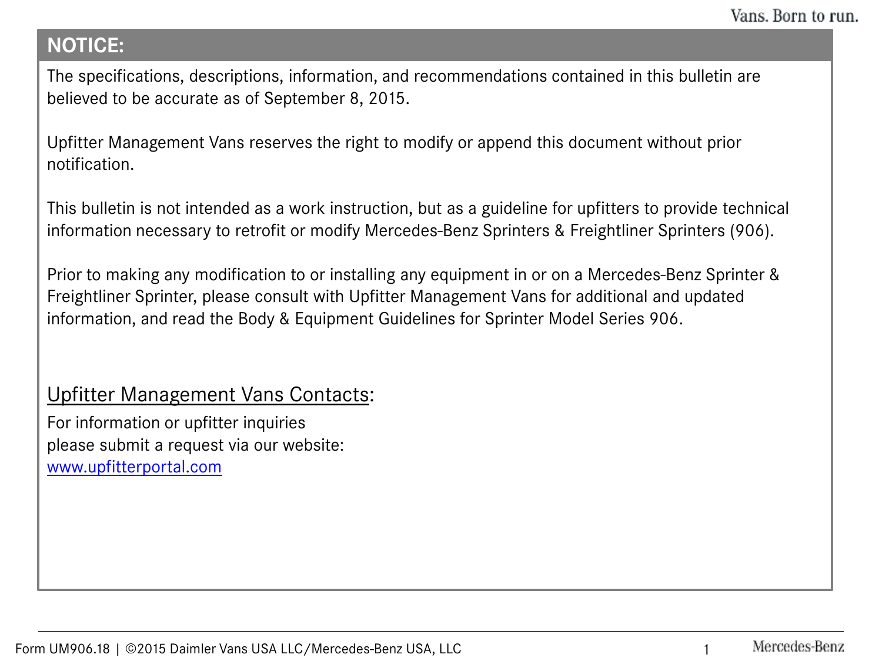## NOTICE:

The specifications, descriptions, information, and recommendations contained in this bulletin are believed to be accurate as of September 8, 2015.

Upfitter Management Vans reserves the right to modify or append this document without prior notification.

This bulletin is not intended as a work instruction, but as a guideline for upfitters to provide technical information necessary to retrofit or modify Mercedes-Benz Sprinters & Freightliner Sprinters (906).

Prior to making any modification to or installing any equipment in or on a Mercedes-Benz Sprinter & Freightliner Sprinter, please consult with Upfitter Management Vans for additional and updated information, and read the Body & Equipment Guidelines for Sprinter Model Series 906.

### Upfitter Management Vans Contacts:

For information or upfitter inquiries
please submit a request via our website:
[www.upfitterportal.com](http://www.upfitterportal.com)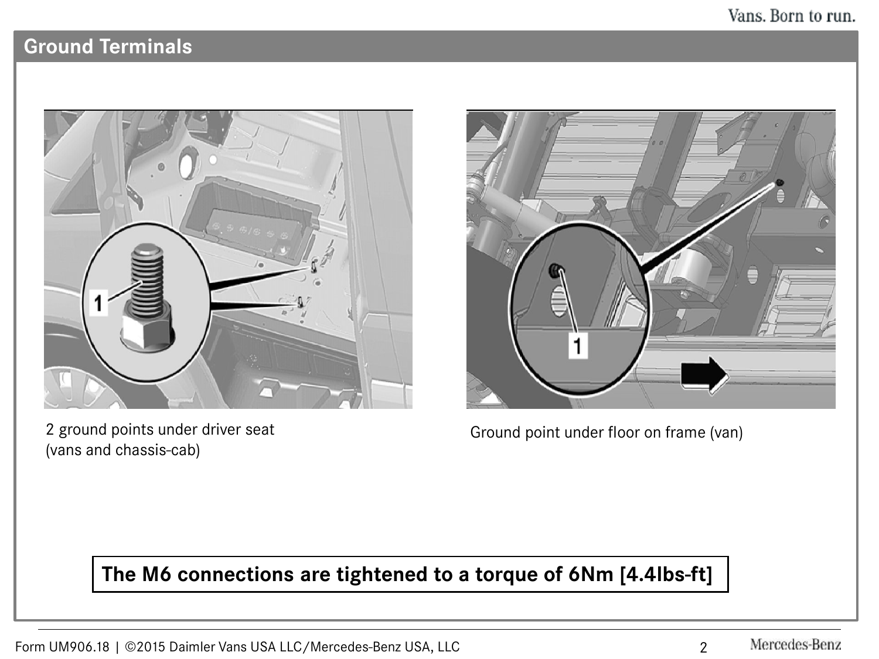## Ground Terminals

2 ground points under driver seat
(vans and chassis-cab)

Ground point under floor on frame (van)

**The M6 connections are tightened to a torque of 6Nm [4.4lbs-ft]**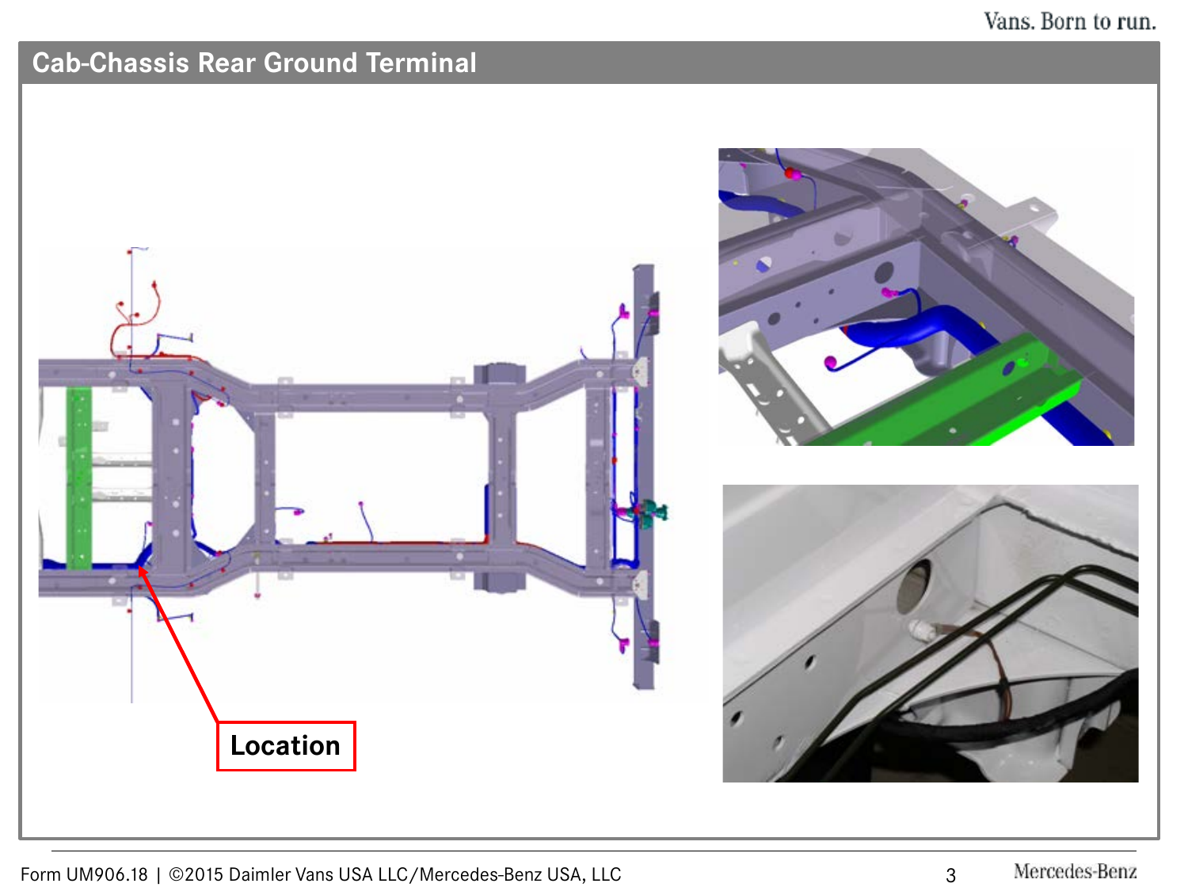## Cab-Chassis Rear Ground Terminal

Location